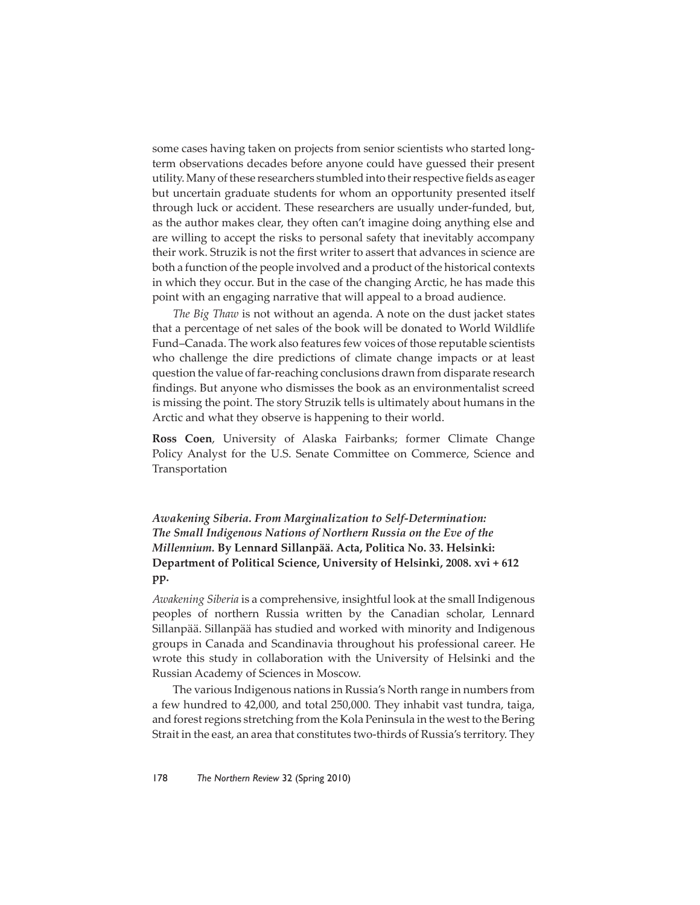some cases having taken on projects from senior scientists who started long-term observations decades before anyone could have guessed their present utility. Many of these researchers stumbled into their respective fields as eager but uncertain graduate students for whom an opportunity presented itself through luck or accident. These researchers are usually under-funded, but, as the author makes clear, they often can't imagine doing anything else and are willing to accept the risks to personal safety that inevitably accompany their work. Struzik is not the first writer to assert that advances in science are both a function of the people involved and a product of the historical contexts in which they occur. But in the case of the changing Arctic, he has made this point with an engaging narrative that will appeal to a broad audience.

*The Big Thaw* is not without an agenda. A note on the dust jacket states that a percentage of net sales of the book will be donated to World Wildlife Fund–Canada. The work also features few voices of those reputable scientists who challenge the dire predictions of climate change impacts or at least question the value of far-reaching conclusions drawn from disparate research findings. But anyone who dismisses the book as an environmentalist screed is missing the point. The story Struzik tells is ultimately about humans in the Arctic and what they observe is happening to their world.

**Ross Coen**, University of Alaska Fairbanks; former Climate Change Policy Analyst for the U.S. Senate Committee on Commerce, Science and Transportation

***Awakening Siberia. From Marginalization to Self-Determination: The Small Indigenous Nations of Northern Russia on the Eve of the Millennium.*** **By Lennard Sillanpää. Acta, Politica No. 33. Helsinki: Department of Political Science, University of Helsinki, 2008. xvi + 612 pp.**

*Awakening Siberia* is a comprehensive, insightful look at the small Indigenous peoples of northern Russia written by the Canadian scholar, Lennard Sillanpää. Sillanpää has studied and worked with minority and Indigenous groups in Canada and Scandinavia throughout his professional career. He wrote this study in collaboration with the University of Helsinki and the Russian Academy of Sciences in Moscow.

The various Indigenous nations in Russia's North range in numbers from a few hundred to 42,000, and total 250,000. They inhabit vast tundra, taiga, and forest regions stretching from the Kola Peninsula in the west to the Bering Strait in the east, an area that constitutes two-thirds of Russia's territory. They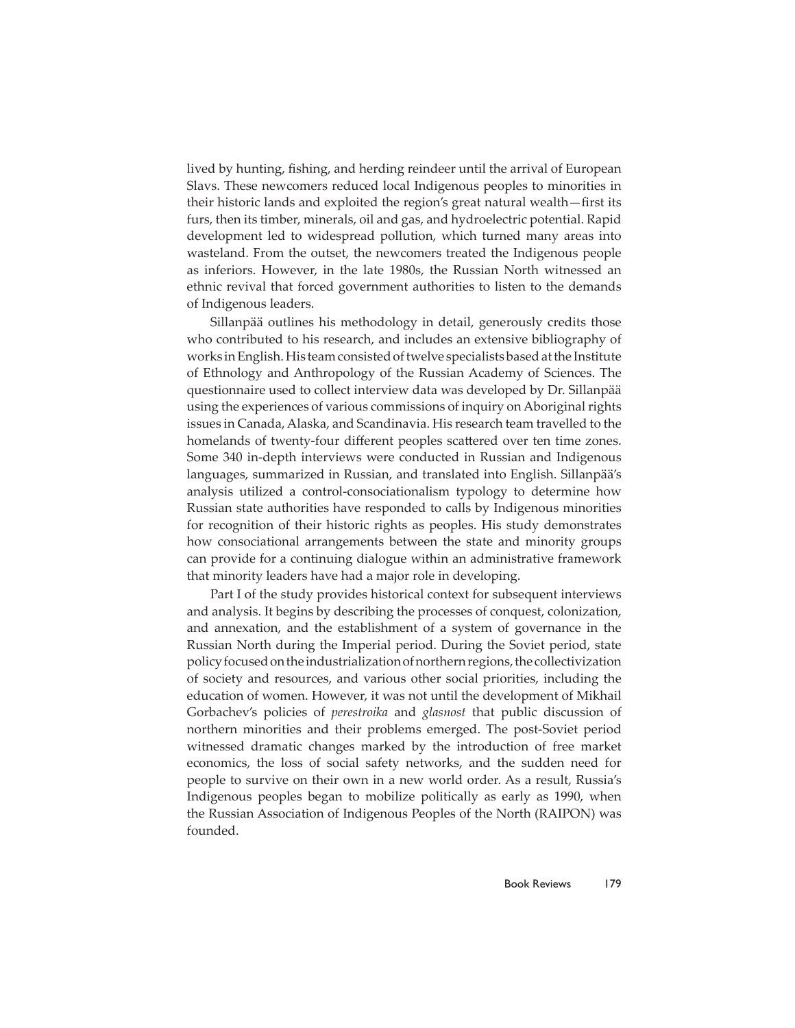lived by hunting, fishing, and herding reindeer until the arrival of European Slavs. These newcomers reduced local Indigenous peoples to minorities in their historic lands and exploited the region's great natural wealth—first its furs, then its timber, minerals, oil and gas, and hydroelectric potential. Rapid development led to widespread pollution, which turned many areas into wasteland. From the outset, the newcomers treated the Indigenous people as inferiors. However, in the late 1980s, the Russian North witnessed an ethnic revival that forced government authorities to listen to the demands of Indigenous leaders.

Sillanpää outlines his methodology in detail, generously credits those who contributed to his research, and includes an extensive bibliography of works in English. His team consisted of twelve specialists based at the Institute of Ethnology and Anthropology of the Russian Academy of Sciences. The questionnaire used to collect interview data was developed by Dr. Sillanpää using the experiences of various commissions of inquiry on Aboriginal rights issues in Canada, Alaska, and Scandinavia. His research team travelled to the homelands of twenty-four different peoples scattered over ten time zones. Some 340 in-depth interviews were conducted in Russian and Indigenous languages, summarized in Russian, and translated into English. Sillanpää's analysis utilized a control-consociationalism typology to determine how Russian state authorities have responded to calls by Indigenous minorities for recognition of their historic rights as peoples. His study demonstrates how consociational arrangements between the state and minority groups can provide for a continuing dialogue within an administrative framework that minority leaders have had a major role in developing.

Part I of the study provides historical context for subsequent interviews and analysis. It begins by describing the processes of conquest, colonization, and annexation, and the establishment of a system of governance in the Russian North during the Imperial period. During the Soviet period, state policy focused on the industrialization of northern regions, the collectivization of society and resources, and various other social priorities, including the education of women. However, it was not until the development of Mikhail Gorbachev's policies of *perestroika* and *glasnost* that public discussion of northern minorities and their problems emerged. The post-Soviet period witnessed dramatic changes marked by the introduction of free market economics, the loss of social safety networks, and the sudden need for people to survive on their own in a new world order. As a result, Russia's Indigenous peoples began to mobilize politically as early as 1990, when the Russian Association of Indigenous Peoples of the North (RAIPON) was founded.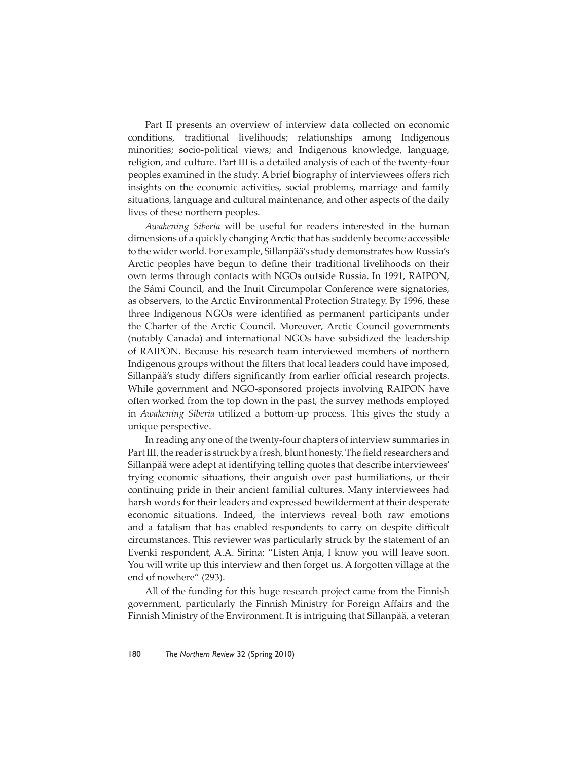Part II presents an overview of interview data collected on economic conditions, traditional livelihoods; relationships among Indigenous minorities; socio-political views; and Indigenous knowledge, language, religion, and culture. Part III is a detailed analysis of each of the twenty-four peoples examined in the study. A brief biography of interviewees offers rich insights on the economic activities, social problems, marriage and family situations, language and cultural maintenance, and other aspects of the daily lives of these northern peoples.

*Awakening Siberia* will be useful for readers interested in the human dimensions of a quickly changing Arctic that has suddenly become accessible to the wider world. For example, Sillanpää's study demonstrates how Russia's Arctic peoples have begun to define their traditional livelihoods on their own terms through contacts with NGOs outside Russia. In 1991, RAIPON, the Sámi Council, and the Inuit Circumpolar Conference were signatories, as observers, to the Arctic Environmental Protection Strategy. By 1996, these three Indigenous NGOs were identified as permanent participants under the Charter of the Arctic Council. Moreover, Arctic Council governments (notably Canada) and international NGOs have subsidized the leadership of RAIPON. Because his research team interviewed members of northern Indigenous groups without the filters that local leaders could have imposed, Sillanpää's study differs significantly from earlier official research projects. While government and NGO-sponsored projects involving RAIPON have often worked from the top down in the past, the survey methods employed in *Awakening Siberia* utilized a bottom-up process. This gives the study a unique perspective.

In reading any one of the twenty-four chapters of interview summaries in Part III, the reader is struck by a fresh, blunt honesty. The field researchers and Sillanpää were adept at identifying telling quotes that describe interviewees' trying economic situations, their anguish over past humiliations, or their continuing pride in their ancient familial cultures. Many interviewees had harsh words for their leaders and expressed bewilderment at their desperate economic situations. Indeed, the interviews reveal both raw emotions and a fatalism that has enabled respondents to carry on despite difficult circumstances. This reviewer was particularly struck by the statement of an Evenki respondent, A.A. Sirina: "Listen Anja, I know you will leave soon. You will write up this interview and then forget us. A forgotten village at the end of nowhere" (293).

All of the funding for this huge research project came from the Finnish government, particularly the Finnish Ministry for Foreign Affairs and the Finnish Ministry of the Environment. It is intriguing that Sillanpää, a veteran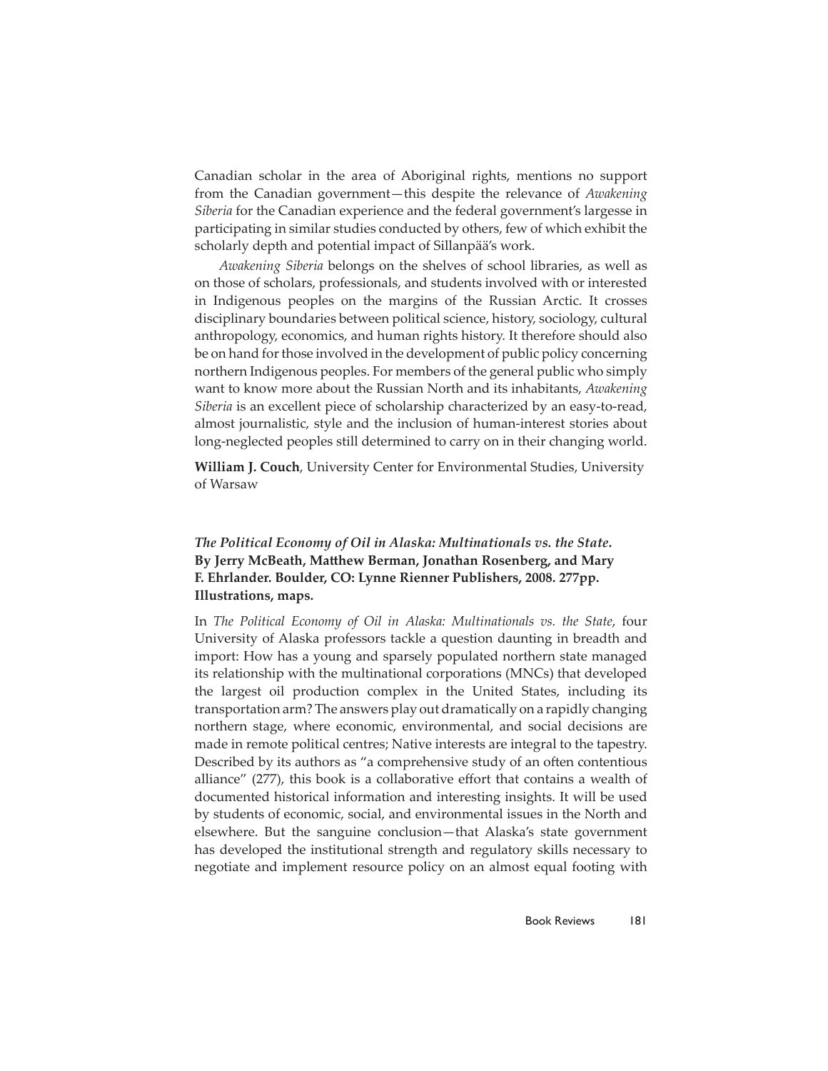Canadian scholar in the area of Aboriginal rights, mentions no support from the Canadian government—this despite the relevance of *Awakening Siberia* for the Canadian experience and the federal government's largesse in participating in similar studies conducted by others, few of which exhibit the scholarly depth and potential impact of Sillanpää's work.

*Awakening Siberia* belongs on the shelves of school libraries, as well as on those of scholars, professionals, and students involved with or interested in Indigenous peoples on the margins of the Russian Arctic. It crosses disciplinary boundaries between political science, history, sociology, cultural anthropology, economics, and human rights history. It therefore should also be on hand for those involved in the development of public policy concerning northern Indigenous peoples. For members of the general public who simply want to know more about the Russian North and its inhabitants, *Awakening Siberia* is an excellent piece of scholarship characterized by an easy-to-read, almost journalistic, style and the inclusion of human-interest stories about long-neglected peoples still determined to carry on in their changing world.

**William J. Couch**, University Center for Environmental Studies, University of Warsaw

***The Political Economy of Oil in Alaska: Multinationals vs. the State*. By Jerry McBeath, Matthew Berman, Jonathan Rosenberg, and Mary F. Ehrlander. Boulder, CO: Lynne Rienner Publishers, 2008. 277pp. Illustrations, maps.**

In *The Political Economy of Oil in Alaska: Multinationals vs. the State*, four University of Alaska professors tackle a question daunting in breadth and import: How has a young and sparsely populated northern state managed its relationship with the multinational corporations (MNCs) that developed the largest oil production complex in the United States, including its transportation arm? The answers play out dramatically on a rapidly changing northern stage, where economic, environmental, and social decisions are made in remote political centres; Native interests are integral to the tapestry. Described by its authors as "a comprehensive study of an often contentious alliance" (277), this book is a collaborative effort that contains a wealth of documented historical information and interesting insights. It will be used by students of economic, social, and environmental issues in the North and elsewhere. But the sanguine conclusion—that Alaska's state government has developed the institutional strength and regulatory skills necessary to negotiate and implement resource policy on an almost equal footing with